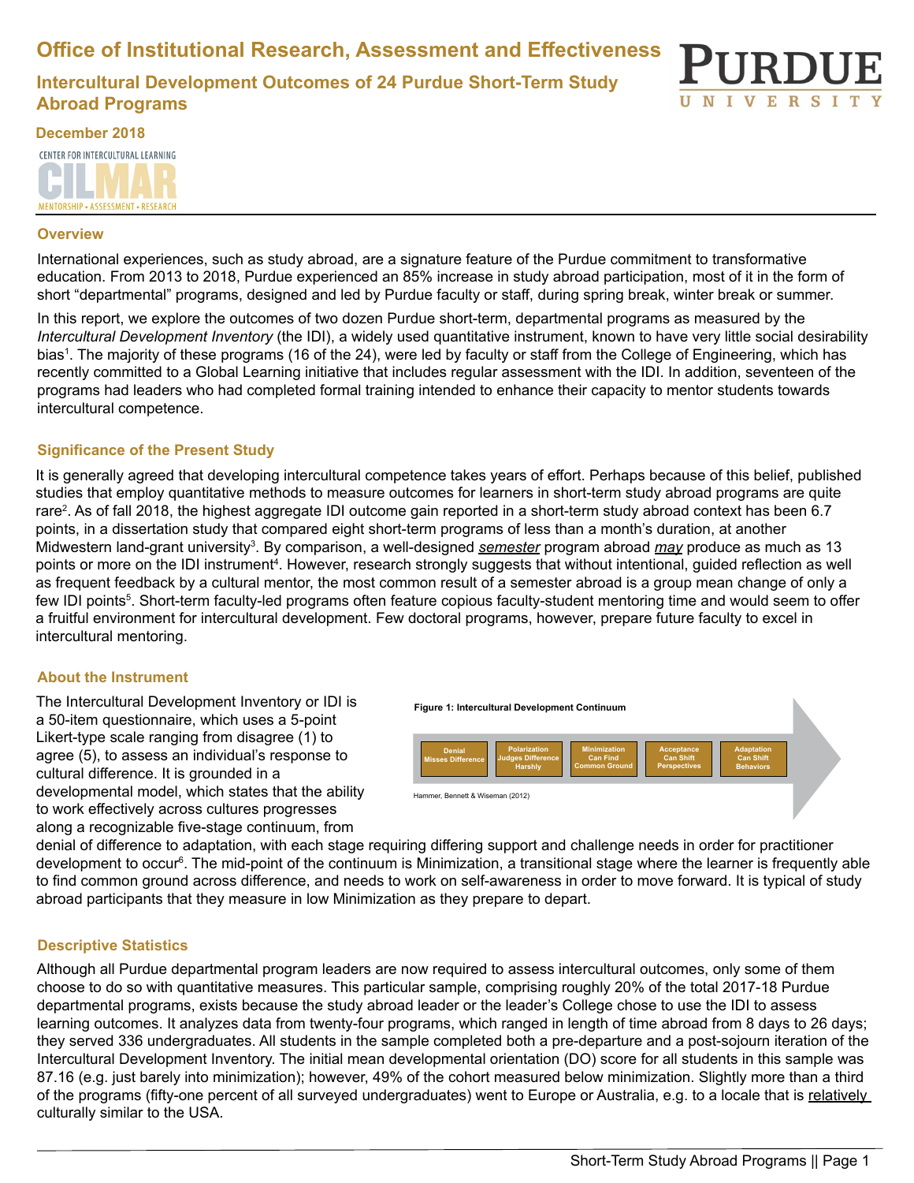# Office of Institutional Research, Assessment and Effectiveness

## Intercultural Development Outcomes of 24 Purdue Short-Term Study Abroad Programs

**December 2018**

CENTER FOR INTERCULTURAL LEARNING
CILMAR
MENTORSHIP • ASSESSMENT • RESEARCH

### Overview

International experiences, such as study abroad, are a signature feature of the Purdue commitment to transformative education. From 2013 to 2018, Purdue experienced an 85% increase in study abroad participation, most of it in the form of short "departmental" programs, designed and led by Purdue faculty or staff, during spring break, winter break or summer.

In this report, we explore the outcomes of two dozen Purdue short-term, departmental programs as measured by the *Intercultural Development Inventory* (the IDI), a widely used quantitative instrument, known to have very little social desirability bias[1]. The majority of these programs (16 of the 24), were led by faculty or staff from the College of Engineering, which has recently committed to a Global Learning initiative that includes regular assessment with the IDI. In addition, seventeen of the programs had leaders who had completed formal training intended to enhance their capacity to mentor students towards intercultural competence.

### Significance of the Present Study

It is generally agreed that developing intercultural competence takes years of effort. Perhaps because of this belief, published studies that employ quantitative methods to measure outcomes for learners in short-term study abroad programs are quite rare[2]. As of fall 2018, the highest aggregate IDI outcome gain reported in a short-term study abroad context has been 6.7 points, in a dissertation study that compared eight short-term programs of less than a month's duration, at another Midwestern land-grant university[3]. By comparison, a well-designed *semester* program abroad *may* produce as much as 13 points or more on the IDI instrument[4]. However, research strongly suggests that without intentional, guided reflection as well as frequent feedback by a cultural mentor, the most common result of a semester abroad is a group mean change of only a few IDI points[5]. Short-term faculty-led programs often feature copious faculty-student mentoring time and would seem to offer a fruitful environment for intercultural development. Few doctoral programs, however, prepare future faculty to excel in intercultural mentoring.

### About the Instrument

The Intercultural Development Inventory or IDI is a 50-item questionnaire, which uses a 5-point Likert-type scale ranging from disagree (1) to agree (5), to assess an individual's response to cultural difference. It is grounded in a developmental model, which states that the ability to work effectively across cultures progresses along a recognizable five-stage continuum, from denial of difference to adaptation, with each stage requiring differing support and challenge needs in order for practitioner development to occur[6]. The mid-point of the continuum is Minimization, a transitional stage where the learner is frequently able to find common ground across difference, and needs to work on self-awareness in order to move forward. It is typical of study abroad participants that they measure in low Minimization as they prepare to depart.

**Figure 1: Intercultural Development Continuum**

Denial – Misses Difference → Polarization – Judges Difference Harshly → Minimization – Can Find Common Ground → Acceptance – Can Shift Perspectives → Adaptation – Can Shift Behaviors

Hammer, Bennett & Wiseman (2012)

### Descriptive Statistics

Although all Purdue departmental program leaders are now required to assess intercultural outcomes, only some of them choose to do so with quantitative measures. This particular sample, comprising roughly 20% of the total 2017-18 Purdue departmental programs, exists because the study abroad leader or the leader's College chose to use the IDI to assess learning outcomes. It analyzes data from twenty-four programs, which ranged in length of time abroad from 8 days to 26 days; they served 336 undergraduates. All students in the sample completed both a pre-departure and a post-sojourn iteration of the Intercultural Development Inventory. The initial mean developmental orientation (DO) score for all students in this sample was 87.16 (e.g. just barely into minimization); however, 49% of the cohort measured below minimization. Slightly more than a third of the programs (fifty-one percent of all surveyed undergraduates) went to Europe or Australia, e.g. to a locale that is relatively culturally similar to the USA.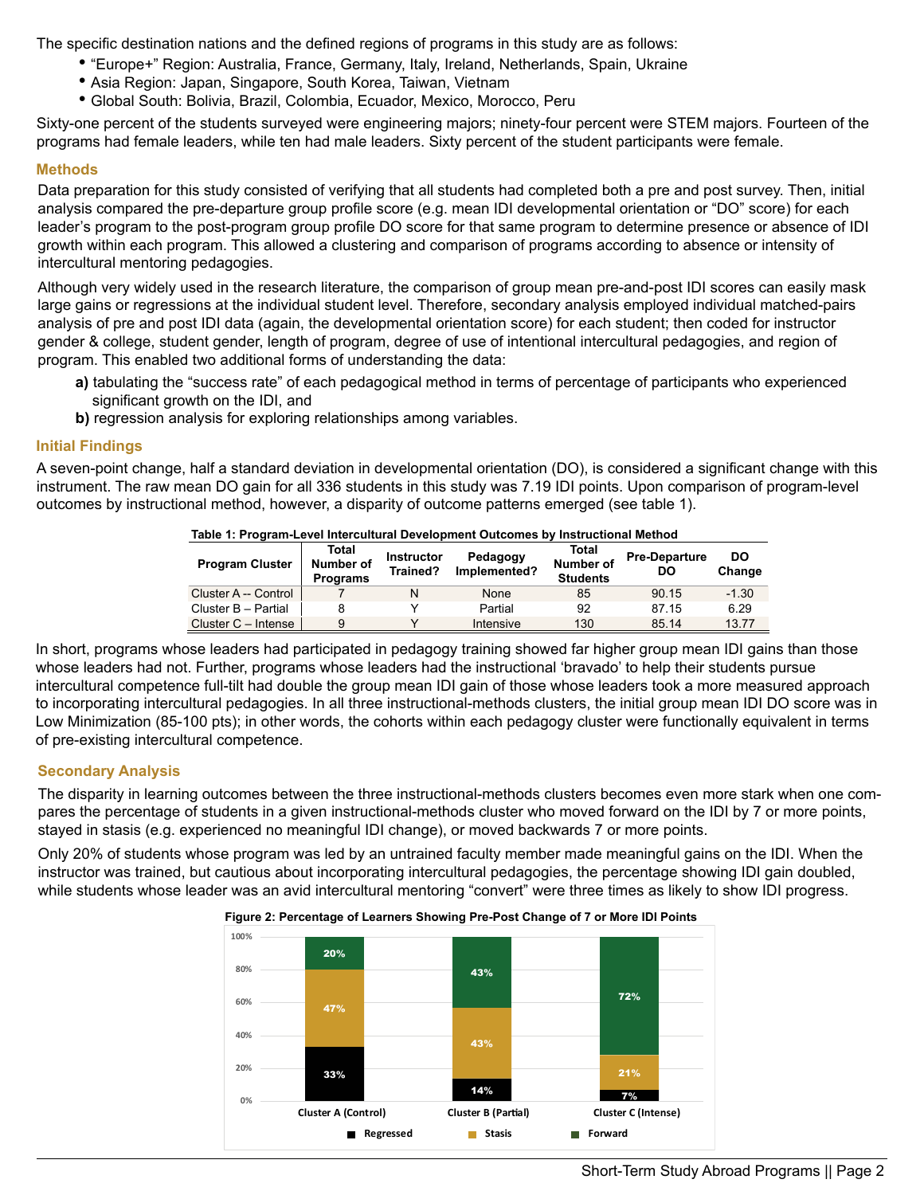The specific destination nations and the defined regions of programs in this study are as follows:

- "Europe+" Region: Australia, France, Germany, Italy, Ireland, Netherlands, Spain, Ukraine
- Asia Region: Japan, Singapore, South Korea, Taiwan, Vietnam
- Global South: Bolivia, Brazil, Colombia, Ecuador, Mexico, Morocco, Peru

Sixty-one percent of the students surveyed were engineering majors; ninety-four percent were STEM majors. Fourteen of the programs had female leaders, while ten had male leaders. Sixty percent of the student participants were female.

## Methods

Data preparation for this study consisted of verifying that all students had completed both a pre and post survey. Then, initial analysis compared the pre-departure group profile score (e.g. mean IDI developmental orientation or "DO" score) for each leader's program to the post-program group profile DO score for that same program to determine presence or absence of IDI growth within each program. This allowed a clustering and comparison of programs according to absence or intensity of intercultural mentoring pedagogies.

Although very widely used in the research literature, the comparison of group mean pre-and-post IDI scores can easily mask large gains or regressions at the individual student level. Therefore, secondary analysis employed individual matched-pairs analysis of pre and post IDI data (again, the developmental orientation score) for each student; then coded for instructor gender & college, student gender, length of program, degree of use of intentional intercultural pedagogies, and region of program. This enabled two additional forms of understanding the data:

**a)** tabulating the "success rate" of each pedagogical method in terms of percentage of participants who experienced significant growth on the IDI, and

**b)** regression analysis for exploring relationships among variables.

## Initial Findings

A seven-point change, half a standard deviation in developmental orientation (DO), is considered a significant change with this instrument. The raw mean DO gain for all 336 students in this study was 7.19 IDI points. Upon comparison of program-level outcomes by instructional method, however, a disparity of outcome patterns emerged (see table 1).

**Table 1: Program-Level Intercultural Development Outcomes by Instructional Method**

| Program Cluster | Total Number of Programs | Instructor Trained? | Pedagogy Implemented? | Total Number of Students | Pre-Departure DO | DO Change |
|---|---|---|---|---|---|---|
| Cluster A -- Control | 7 | N | None | 85 | 90.15 | -1.30 |
| Cluster B – Partial | 8 | Y | Partial | 92 | 87.15 | 6.29 |
| Cluster C – Intense | 9 | Y | Intensive | 130 | 85.14 | 13.77 |

In short, programs whose leaders had participated in pedagogy training showed far higher group mean IDI gains than those whose leaders had not. Further, programs whose leaders had the instructional 'bravado' to help their students pursue intercultural competence full-tilt had double the group mean IDI gain of those whose leaders took a more measured approach to incorporating intercultural pedagogies. In all three instructional-methods clusters, the initial group mean IDI DO score was in Low Minimization (85-100 pts); in other words, the cohorts within each pedagogy cluster were functionally equivalent in terms of pre-existing intercultural competence.

## Secondary Analysis

The disparity in learning outcomes between the three instructional-methods clusters becomes even more stark when one compares the percentage of students in a given instructional-methods cluster who moved forward on the IDI by 7 or more points, stayed in stasis (e.g. experienced no meaningful IDI change), or moved backwards 7 or more points.

Only 20% of students whose program was led by an untrained faculty member made meaningful gains on the IDI. When the instructor was trained, but cautious about incorporating intercultural pedagogies, the percentage showing IDI gain doubled, while students whose leader was an avid intercultural mentoring "convert" were three times as likely to show IDI progress.

**Figure 2: Percentage of Learners Showing Pre-Post Change of 7 or More IDI Points**

| | Cluster A (Control) | Cluster B (Partial) | Cluster C (Intense) |
|---|---|---|---|
| Regressed | 33% | 14% | 7% |
| Stasis | 47% | 43% | 21% |
| Forward | 20% | 43% | 72% |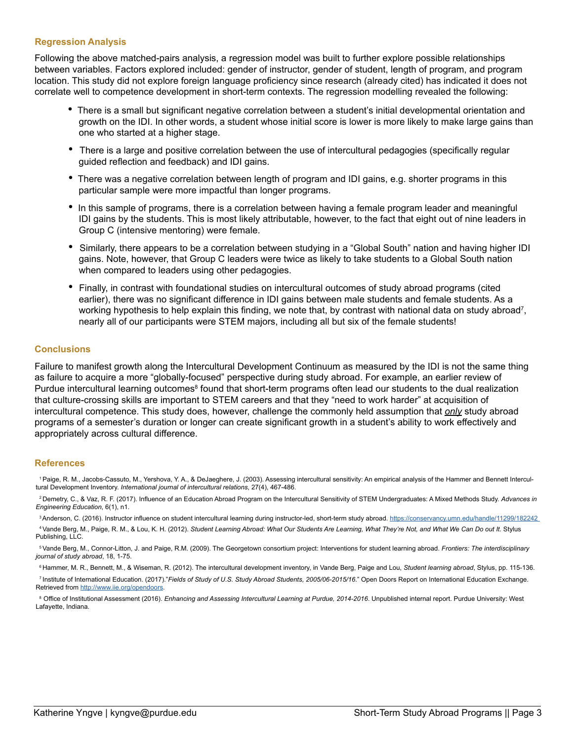## Regression Analysis

Following the above matched-pairs analysis, a regression model was built to further explore possible relationships between variables. Factors explored included: gender of instructor, gender of student, length of program, and program location. This study did not explore foreign language proficiency since research (already cited) has indicated it does not correlate well to competence development in short-term contexts. The regression modelling revealed the following:

- There is a small but significant negative correlation between a student's initial developmental orientation and growth on the IDI. In other words, a student whose initial score is lower is more likely to make large gains than one who started at a higher stage.
- There is a large and positive correlation between the use of intercultural pedagogies (specifically regular guided reflection and feedback) and IDI gains.
- There was a negative correlation between length of program and IDI gains, e.g. shorter programs in this particular sample were more impactful than longer programs.
- In this sample of programs, there is a correlation between having a female program leader and meaningful IDI gains by the students. This is most likely attributable, however, to the fact that eight out of nine leaders in Group C (intensive mentoring) were female.
- Similarly, there appears to be a correlation between studying in a "Global South" nation and having higher IDI gains. Note, however, that Group C leaders were twice as likely to take students to a Global South nation when compared to leaders using other pedagogies.
- Finally, in contrast with foundational studies on intercultural outcomes of study abroad programs (cited earlier), there was no significant difference in IDI gains between male students and female students. As a working hypothesis to help explain this finding, we note that, by contrast with national data on study abroad[7], nearly all of our participants were STEM majors, including all but six of the female students!

## Conclusions

Failure to manifest growth along the Intercultural Development Continuum as measured by the IDI is not the same thing as failure to acquire a more "globally-focused" perspective during study abroad. For example, an earlier review of Purdue intercultural learning outcomes[8] found that short-term programs often lead our students to the dual realization that culture-crossing skills are important to STEM careers and that they "need to work harder" at acquisition of intercultural competence. This study does, however, challenge the commonly held assumption that ***only*** study abroad programs of a semester's duration or longer can create significant growth in a student's ability to work effectively and appropriately across cultural difference.

## References

[1] Paige, R. M., Jacobs-Cassuto, M., Yershova, Y. A., & DeJaeghere, J. (2003). Assessing intercultural sensitivity: An empirical analysis of the Hammer and Bennett Intercultural Development Inventory. *International journal of intercultural relations*, 27(4), 467-486.

[2] Demetry, C., & Vaz, R. F. (2017). Influence of an Education Abroad Program on the Intercultural Sensitivity of STEM Undergraduates: A Mixed Methods Study. *Advances in Engineering Education*, 6(1), n1.

[3] Anderson, C. (2016). Instructor influence on student intercultural learning during instructor-led, short-term study abroad. https://conservancy.umn.edu/handle/11299/182242

[4] Vande Berg, M., Paige, R. M., & Lou, K. H. (2012). *Student Learning Abroad: What Our Students Are Learning, What They're Not, and What We Can Do out It.* Stylus Publishing, LLC.

[5] Vande Berg, M., Connor-Litton, J. and Paige, R.M. (2009). The Georgetown consortium project: Interventions for student learning abroad. *Frontiers: The interdisciplinary journal of study abroad*, 18, 1-75.

[6] Hammer, M. R., Bennett, M., & Wiseman, R. (2012). The intercultural development inventory, in Vande Berg, Paige and Lou, *Student learning abroad*, Stylus, pp. 115-136.

[7] Institute of International Education. (2017)."*Fields of Study of U.S. Study Abroad Students, 2005/06-2015/16*." Open Doors Report on International Education Exchange. Retrieved from http://www.iie.org/opendoors.

[8] Office of Institutional Assessment (2016). *Enhancing and Assessing Intercultural Learning at Purdue, 2014-2016*. Unpublished internal report. Purdue University: West Lafayette, Indiana.